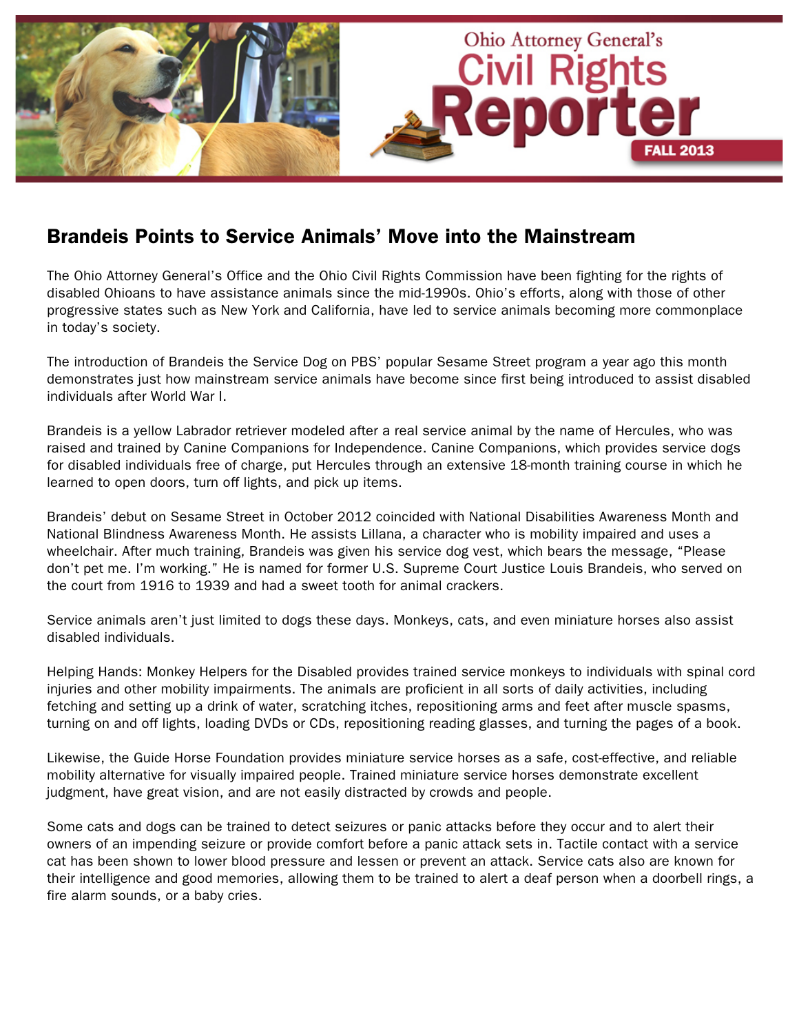# Ohio Attorney General's Civil Rights Reporter

FALL 2013

## Brandeis Points to Service Animals' Move into the Mainstream

The Ohio Attorney General's Office and the Ohio Civil Rights Commission have been fighting for the rights of disabled Ohioans to have assistance animals since the mid-1990s. Ohio's efforts, along with those of other progressive states such as New York and California, have led to service animals becoming more commonplace in today's society.

The introduction of Brandeis the Service Dog on PBS' popular Sesame Street program a year ago this month demonstrates just how mainstream service animals have become since first being introduced to assist disabled individuals after World War I.

Brandeis is a yellow Labrador retriever modeled after a real service animal by the name of Hercules, who was raised and trained by Canine Companions for Independence. Canine Companions, which provides service dogs for disabled individuals free of charge, put Hercules through an extensive 18-month training course in which he learned to open doors, turn off lights, and pick up items.

Brandeis' debut on Sesame Street in October 2012 coincided with National Disabilities Awareness Month and National Blindness Awareness Month. He assists Lillana, a character who is mobility impaired and uses a wheelchair. After much training, Brandeis was given his service dog vest, which bears the message, "Please don't pet me. I'm working." He is named for former U.S. Supreme Court Justice Louis Brandeis, who served on the court from 1916 to 1939 and had a sweet tooth for animal crackers.

Service animals aren't just limited to dogs these days. Monkeys, cats, and even miniature horses also assist disabled individuals.

Helping Hands: Monkey Helpers for the Disabled provides trained service monkeys to individuals with spinal cord injuries and other mobility impairments. The animals are proficient in all sorts of daily activities, including fetching and setting up a drink of water, scratching itches, repositioning arms and feet after muscle spasms, turning on and off lights, loading DVDs or CDs, repositioning reading glasses, and turning the pages of a book.

Likewise, the Guide Horse Foundation provides miniature service horses as a safe, cost-effective, and reliable mobility alternative for visually impaired people. Trained miniature service horses demonstrate excellent judgment, have great vision, and are not easily distracted by crowds and people.

Some cats and dogs can be trained to detect seizures or panic attacks before they occur and to alert their owners of an impending seizure or provide comfort before a panic attack sets in. Tactile contact with a service cat has been shown to lower blood pressure and lessen or prevent an attack. Service cats also are known for their intelligence and good memories, allowing them to be trained to alert a deaf person when a doorbell rings, a fire alarm sounds, or a baby cries.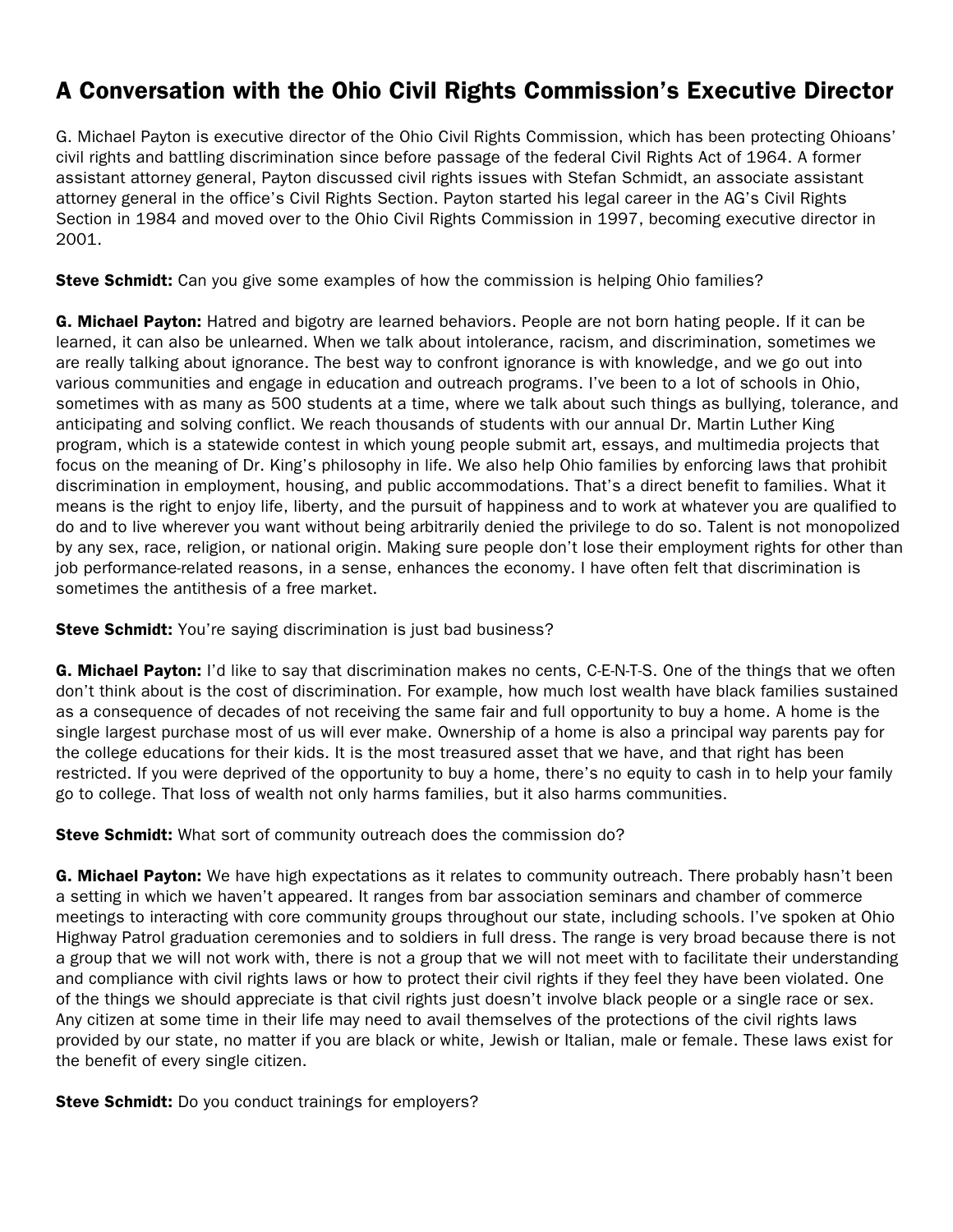# A Conversation with the Ohio Civil Rights Commission's Executive Director

G. Michael Payton is executive director of the Ohio Civil Rights Commission, which has been protecting Ohioans' civil rights and battling discrimination since before passage of the federal Civil Rights Act of 1964. A former assistant attorney general, Payton discussed civil rights issues with Stefan Schmidt, an associate assistant attorney general in the office's Civil Rights Section. Payton started his legal career in the AG's Civil Rights Section in 1984 and moved over to the Ohio Civil Rights Commission in 1997, becoming executive director in 2001.

**Steve Schmidt:** Can you give some examples of how the commission is helping Ohio families?

**G. Michael Payton:** Hatred and bigotry are learned behaviors. People are not born hating people. If it can be learned, it can also be unlearned. When we talk about intolerance, racism, and discrimination, sometimes we are really talking about ignorance. The best way to confront ignorance is with knowledge, and we go out into various communities and engage in education and outreach programs. I've been to a lot of schools in Ohio, sometimes with as many as 500 students at a time, where we talk about such things as bullying, tolerance, and anticipating and solving conflict. We reach thousands of students with our annual Dr. Martin Luther King program, which is a statewide contest in which young people submit art, essays, and multimedia projects that focus on the meaning of Dr. King's philosophy in life. We also help Ohio families by enforcing laws that prohibit discrimination in employment, housing, and public accommodations. That's a direct benefit to families. What it means is the right to enjoy life, liberty, and the pursuit of happiness and to work at whatever you are qualified to do and to live wherever you want without being arbitrarily denied the privilege to do so. Talent is not monopolized by any sex, race, religion, or national origin. Making sure people don't lose their employment rights for other than job performance-related reasons, in a sense, enhances the economy. I have often felt that discrimination is sometimes the antithesis of a free market.

**Steve Schmidt:** You're saying discrimination is just bad business?

**G. Michael Payton:** I'd like to say that discrimination makes no cents, C-E-N-T-S. One of the things that we often don't think about is the cost of discrimination. For example, how much lost wealth have black families sustained as a consequence of decades of not receiving the same fair and full opportunity to buy a home. A home is the single largest purchase most of us will ever make. Ownership of a home is also a principal way parents pay for the college educations for their kids. It is the most treasured asset that we have, and that right has been restricted. If you were deprived of the opportunity to buy a home, there's no equity to cash in to help your family go to college. That loss of wealth not only harms families, but it also harms communities.

**Steve Schmidt:** What sort of community outreach does the commission do?

**G. Michael Payton:** We have high expectations as it relates to community outreach. There probably hasn't been a setting in which we haven't appeared. It ranges from bar association seminars and chamber of commerce meetings to interacting with core community groups throughout our state, including schools. I've spoken at Ohio Highway Patrol graduation ceremonies and to soldiers in full dress. The range is very broad because there is not a group that we will not work with, there is not a group that we will not meet with to facilitate their understanding and compliance with civil rights laws or how to protect their civil rights if they feel they have been violated. One of the things we should appreciate is that civil rights just doesn't involve black people or a single race or sex. Any citizen at some time in their life may need to avail themselves of the protections of the civil rights laws provided by our state, no matter if you are black or white, Jewish or Italian, male or female. These laws exist for the benefit of every single citizen.

**Steve Schmidt:** Do you conduct trainings for employers?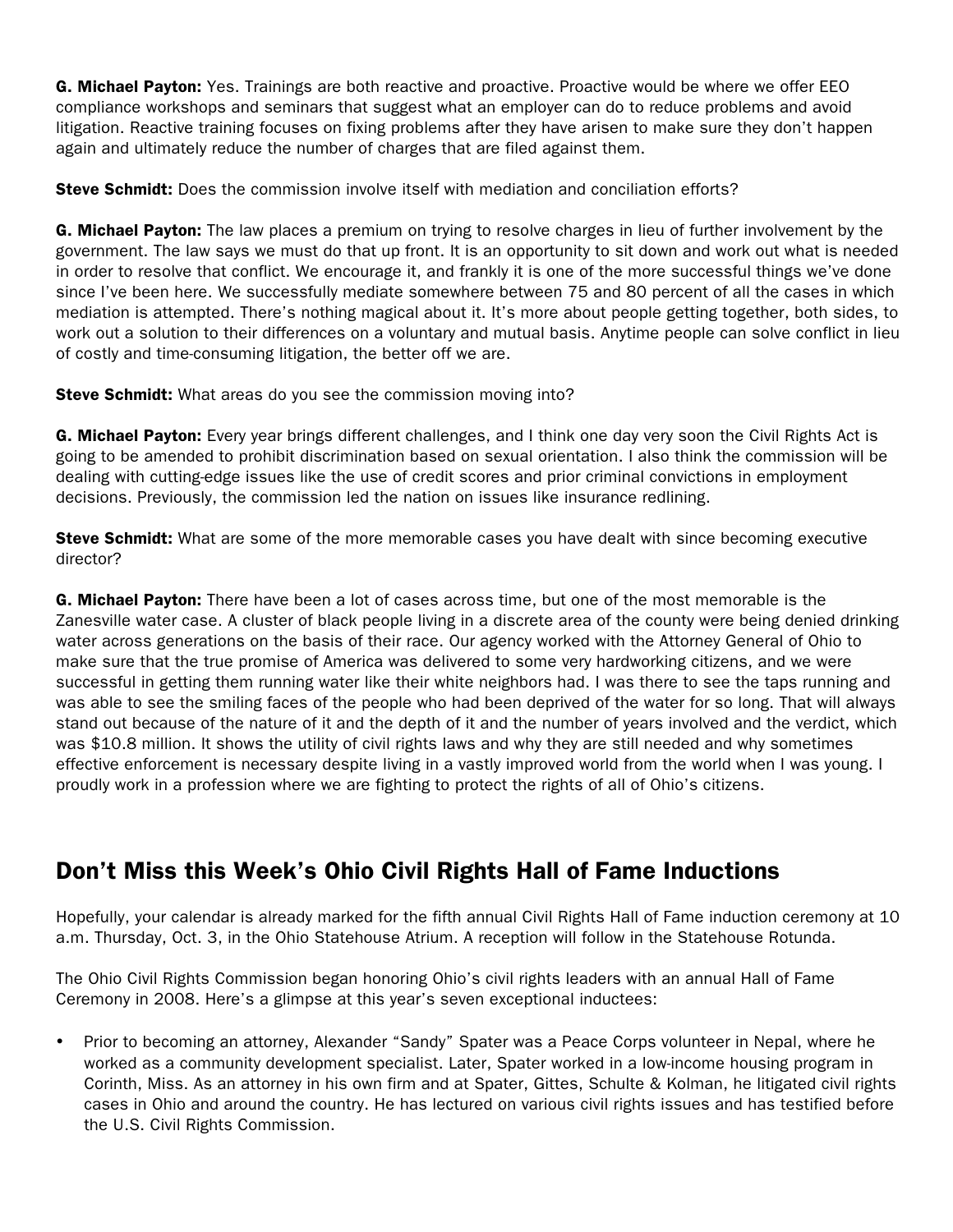**G. Michael Payton:** Yes. Trainings are both reactive and proactive. Proactive would be where we offer EEO compliance workshops and seminars that suggest what an employer can do to reduce problems and avoid litigation. Reactive training focuses on fixing problems after they have arisen to make sure they don't happen again and ultimately reduce the number of charges that are filed against them.

**Steve Schmidt:** Does the commission involve itself with mediation and conciliation efforts?

**G. Michael Payton:** The law places a premium on trying to resolve charges in lieu of further involvement by the government. The law says we must do that up front. It is an opportunity to sit down and work out what is needed in order to resolve that conflict. We encourage it, and frankly it is one of the more successful things we've done since I've been here. We successfully mediate somewhere between 75 and 80 percent of all the cases in which mediation is attempted. There's nothing magical about it. It's more about people getting together, both sides, to work out a solution to their differences on a voluntary and mutual basis. Anytime people can solve conflict in lieu of costly and time-consuming litigation, the better off we are.

**Steve Schmidt:** What areas do you see the commission moving into?

**G. Michael Payton:** Every year brings different challenges, and I think one day very soon the Civil Rights Act is going to be amended to prohibit discrimination based on sexual orientation. I also think the commission will be dealing with cutting-edge issues like the use of credit scores and prior criminal convictions in employment decisions. Previously, the commission led the nation on issues like insurance redlining.

**Steve Schmidt:** What are some of the more memorable cases you have dealt with since becoming executive director?

**G. Michael Payton:** There have been a lot of cases across time, but one of the most memorable is the Zanesville water case. A cluster of black people living in a discrete area of the county were being denied drinking water across generations on the basis of their race. Our agency worked with the Attorney General of Ohio to make sure that the true promise of America was delivered to some very hardworking citizens, and we were successful in getting them running water like their white neighbors had. I was there to see the taps running and was able to see the smiling faces of the people who had been deprived of the water for so long. That will always stand out because of the nature of it and the depth of it and the number of years involved and the verdict, which was $10.8 million. It shows the utility of civil rights laws and why they are still needed and why sometimes effective enforcement is necessary despite living in a vastly improved world from the world when I was young. I proudly work in a profession where we are fighting to protect the rights of all of Ohio's citizens.

## Don't Miss this Week's Ohio Civil Rights Hall of Fame Inductions

Hopefully, your calendar is already marked for the fifth annual Civil Rights Hall of Fame induction ceremony at 10 a.m. Thursday, Oct. 3, in the Ohio Statehouse Atrium. A reception will follow in the Statehouse Rotunda.

The Ohio Civil Rights Commission began honoring Ohio's civil rights leaders with an annual Hall of Fame Ceremony in 2008. Here's a glimpse at this year's seven exceptional inductees:

- Prior to becoming an attorney, Alexander "Sandy" Spater was a Peace Corps volunteer in Nepal, where he worked as a community development specialist. Later, Spater worked in a low-income housing program in Corinth, Miss. As an attorney in his own firm and at Spater, Gittes, Schulte & Kolman, he litigated civil rights cases in Ohio and around the country. He has lectured on various civil rights issues and has testified before the U.S. Civil Rights Commission.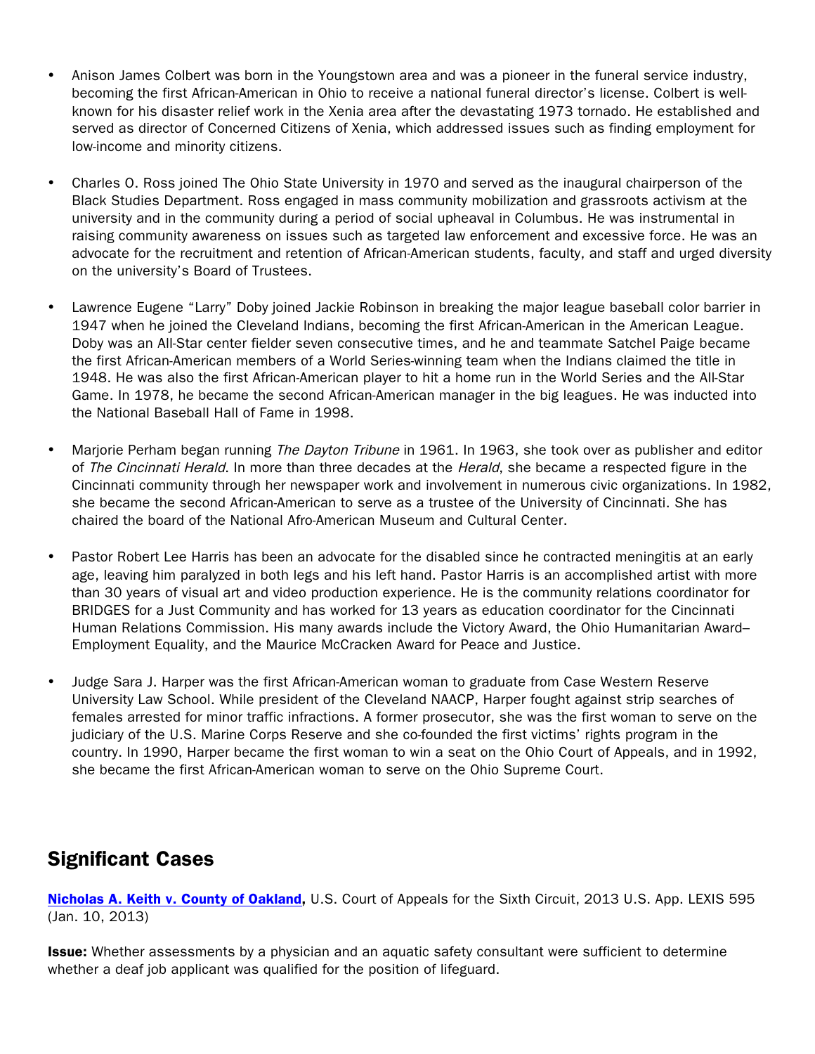- Anison James Colbert was born in the Youngstown area and was a pioneer in the funeral service industry, becoming the first African-American in Ohio to receive a national funeral director's license. Colbert is well-known for his disaster relief work in the Xenia area after the devastating 1973 tornado. He established and served as director of Concerned Citizens of Xenia, which addressed issues such as finding employment for low-income and minority citizens.

- Charles O. Ross joined The Ohio State University in 1970 and served as the inaugural chairperson of the Black Studies Department. Ross engaged in mass community mobilization and grassroots activism at the university and in the community during a period of social upheaval in Columbus. He was instrumental in raising community awareness on issues such as targeted law enforcement and excessive force. He was an advocate for the recruitment and retention of African-American students, faculty, and staff and urged diversity on the university's Board of Trustees.

- Lawrence Eugene "Larry" Doby joined Jackie Robinson in breaking the major league baseball color barrier in 1947 when he joined the Cleveland Indians, becoming the first African-American in the American League. Doby was an All-Star center fielder seven consecutive times, and he and teammate Satchel Paige became the first African-American members of a World Series-winning team when the Indians claimed the title in 1948. He was also the first African-American player to hit a home run in the World Series and the All-Star Game. In 1978, he became the second African-American manager in the big leagues. He was inducted into the National Baseball Hall of Fame in 1998.

- Marjorie Perham began running *The Dayton Tribune* in 1961. In 1963, she took over as publisher and editor of *The Cincinnati Herald*. In more than three decades at the *Herald*, she became a respected figure in the Cincinnati community through her newspaper work and involvement in numerous civic organizations. In 1982, she became the second African-American to serve as a trustee of the University of Cincinnati. She has chaired the board of the National Afro-American Museum and Cultural Center.

- Pastor Robert Lee Harris has been an advocate for the disabled since he contracted meningitis at an early age, leaving him paralyzed in both legs and his left hand. Pastor Harris is an accomplished artist with more than 30 years of visual art and video production experience. He is the community relations coordinator for BRIDGES for a Just Community and has worked for 13 years as education coordinator for the Cincinnati Human Relations Commission. His many awards include the Victory Award, the Ohio Humanitarian Award–Employment Equality, and the Maurice McCracken Award for Peace and Justice.

- Judge Sara J. Harper was the first African-American woman to graduate from Case Western Reserve University Law School. While president of the Cleveland NAACP, Harper fought against strip searches of females arrested for minor traffic infractions. A former prosecutor, she was the first woman to serve on the judiciary of the U.S. Marine Corps Reserve and she co-founded the first victims' rights program in the country. In 1990, Harper became the first woman to win a seat on the Ohio Court of Appeals, and in 1992, she became the first African-American woman to serve on the Ohio Supreme Court.

## Significant Cases

**Nicholas A. Keith v. County of Oakland,** U.S. Court of Appeals for the Sixth Circuit, 2013 U.S. App. LEXIS 595 (Jan. 10, 2013)

**Issue:** Whether assessments by a physician and an aquatic safety consultant were sufficient to determine whether a deaf job applicant was qualified for the position of lifeguard.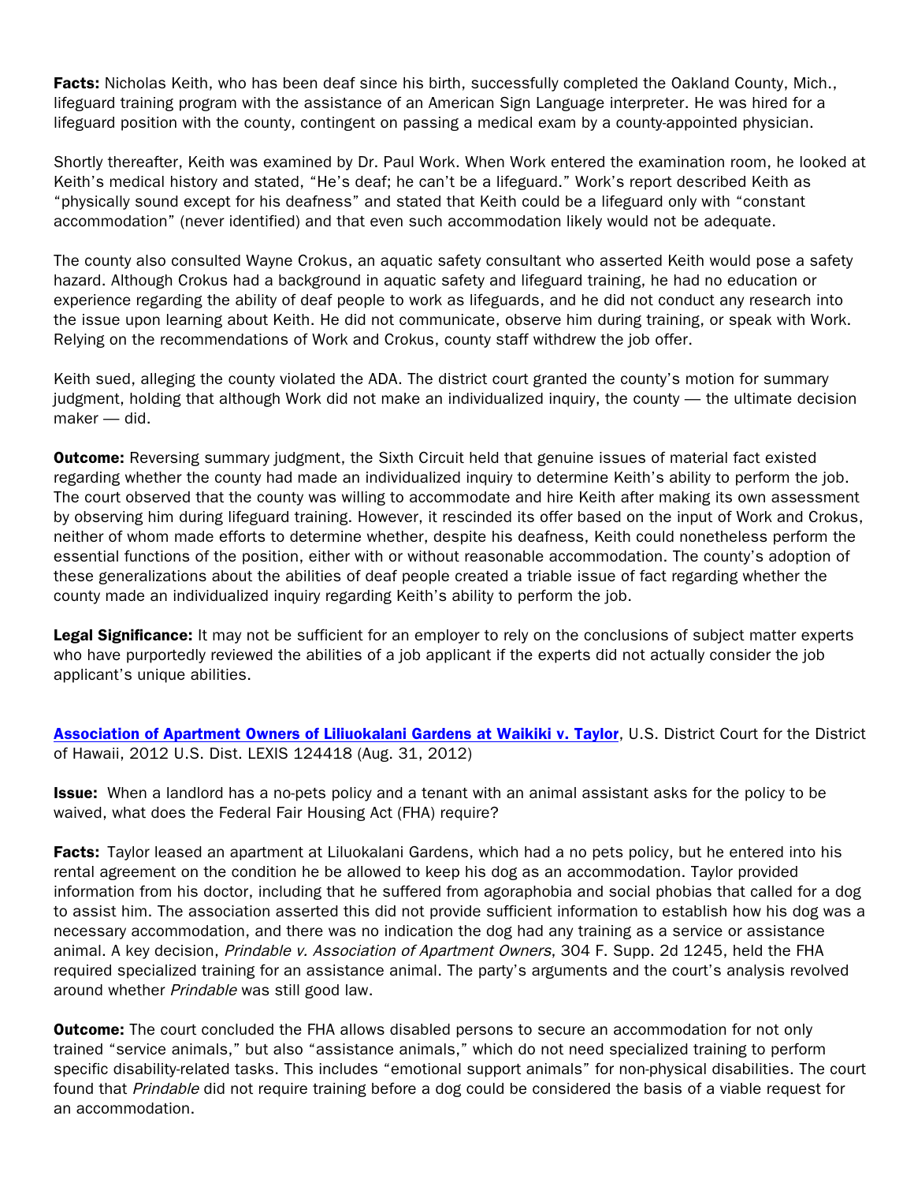**Facts:** Nicholas Keith, who has been deaf since his birth, successfully completed the Oakland County, Mich., lifeguard training program with the assistance of an American Sign Language interpreter. He was hired for a lifeguard position with the county, contingent on passing a medical exam by a county-appointed physician.

Shortly thereafter, Keith was examined by Dr. Paul Work. When Work entered the examination room, he looked at Keith's medical history and stated, "He's deaf; he can't be a lifeguard." Work's report described Keith as "physically sound except for his deafness" and stated that Keith could be a lifeguard only with "constant accommodation" (never identified) and that even such accommodation likely would not be adequate.

The county also consulted Wayne Crokus, an aquatic safety consultant who asserted Keith would pose a safety hazard. Although Crokus had a background in aquatic safety and lifeguard training, he had no education or experience regarding the ability of deaf people to work as lifeguards, and he did not conduct any research into the issue upon learning about Keith. He did not communicate, observe him during training, or speak with Work. Relying on the recommendations of Work and Crokus, county staff withdrew the job offer.

Keith sued, alleging the county violated the ADA. The district court granted the county's motion for summary judgment, holding that although Work did not make an individualized inquiry, the county — the ultimate decision maker — did.

**Outcome:** Reversing summary judgment, the Sixth Circuit held that genuine issues of material fact existed regarding whether the county had made an individualized inquiry to determine Keith's ability to perform the job. The court observed that the county was willing to accommodate and hire Keith after making its own assessment by observing him during lifeguard training. However, it rescinded its offer based on the input of Work and Crokus, neither of whom made efforts to determine whether, despite his deafness, Keith could nonetheless perform the essential functions of the position, either with or without reasonable accommodation. The county's adoption of these generalizations about the abilities of deaf people created a triable issue of fact regarding whether the county made an individualized inquiry regarding Keith's ability to perform the job.

**Legal Significance:** It may not be sufficient for an employer to rely on the conclusions of subject matter experts who have purportedly reviewed the abilities of a job applicant if the experts did not actually consider the job applicant's unique abilities.

**Association of Apartment Owners of Liliuokalani Gardens at Waikiki v. Taylor**, U.S. District Court for the District of Hawaii, 2012 U.S. Dist. LEXIS 124418 (Aug. 31, 2012)

**Issue:** When a landlord has a no-pets policy and a tenant with an animal assistant asks for the policy to be waived, what does the Federal Fair Housing Act (FHA) require?

**Facts:** Taylor leased an apartment at Liluokalani Gardens, which had a no pets policy, but he entered into his rental agreement on the condition he be allowed to keep his dog as an accommodation. Taylor provided information from his doctor, including that he suffered from agoraphobia and social phobias that called for a dog to assist him. The association asserted this did not provide sufficient information to establish how his dog was a necessary accommodation, and there was no indication the dog had any training as a service or assistance animal. A key decision, *Prindable v. Association of Apartment Owners*, 304 F. Supp. 2d 1245, held the FHA required specialized training for an assistance animal. The party's arguments and the court's analysis revolved around whether *Prindable* was still good law.

**Outcome:** The court concluded the FHA allows disabled persons to secure an accommodation for not only trained "service animals," but also "assistance animals," which do not need specialized training to perform specific disability-related tasks. This includes "emotional support animals" for non-physical disabilities. The court found that *Prindable* did not require training before a dog could be considered the basis of a viable request for an accommodation.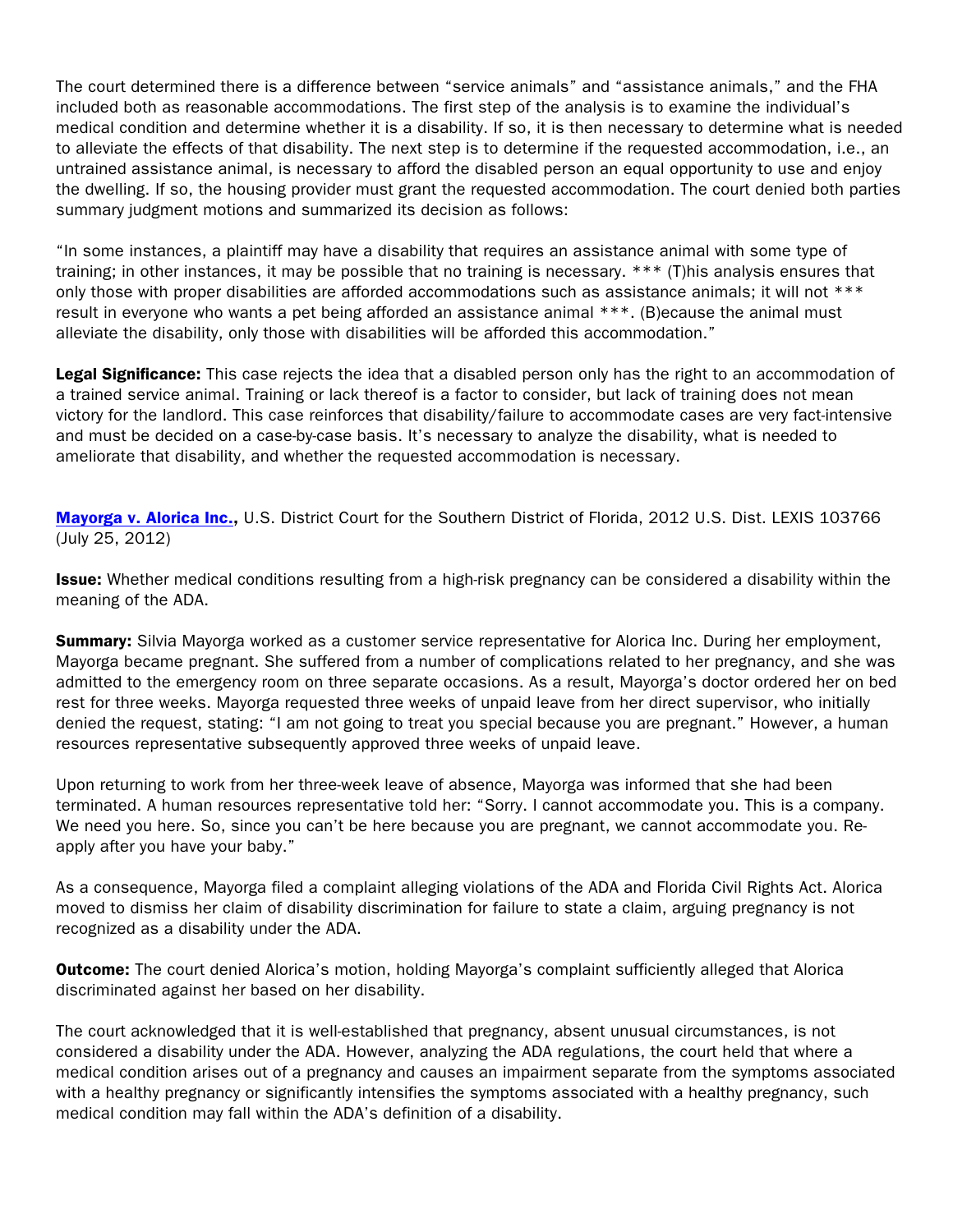The court determined there is a difference between “service animals” and “assistance animals,” and the FHA included both as reasonable accommodations. The first step of the analysis is to examine the individual’s medical condition and determine whether it is a disability. If so, it is then necessary to determine what is needed to alleviate the effects of that disability. The next step is to determine if the requested accommodation, i.e., an untrained assistance animal, is necessary to afford the disabled person an equal opportunity to use and enjoy the dwelling. If so, the housing provider must grant the requested accommodation. The court denied both parties summary judgment motions and summarized its decision as follows:

“In some instances, a plaintiff may have a disability that requires an assistance animal with some type of training; in other instances, it may be possible that no training is necessary. *** (T)his analysis ensures that only those with proper disabilities are afforded accommodations such as assistance animals; it will not *** result in everyone who wants a pet being afforded an assistance animal ***. (B)ecause the animal must alleviate the disability, only those with disabilities will be afforded this accommodation.”

**Legal Significance:** This case rejects the idea that a disabled person only has the right to an accommodation of a trained service animal. Training or lack thereof is a factor to consider, but lack of training does not mean victory for the landlord. This case reinforces that disability/failure to accommodate cases are very fact-intensive and must be decided on a case-by-case basis. It’s necessary to analyze the disability, what is needed to ameliorate that disability, and whether the requested accommodation is necessary.

**Mayorga v. Alorica Inc.,** U.S. District Court for the Southern District of Florida, 2012 U.S. Dist. LEXIS 103766 (July 25, 2012)

**Issue:** Whether medical conditions resulting from a high-risk pregnancy can be considered a disability within the meaning of the ADA.

**Summary:** Silvia Mayorga worked as a customer service representative for Alorica Inc. During her employment, Mayorga became pregnant. She suffered from a number of complications related to her pregnancy, and she was admitted to the emergency room on three separate occasions. As a result, Mayorga’s doctor ordered her on bed rest for three weeks. Mayorga requested three weeks of unpaid leave from her direct supervisor, who initially denied the request, stating: “I am not going to treat you special because you are pregnant.” However, a human resources representative subsequently approved three weeks of unpaid leave.

Upon returning to work from her three-week leave of absence, Mayorga was informed that she had been terminated. A human resources representative told her: “Sorry. I cannot accommodate you. This is a company. We need you here. So, since you can’t be here because you are pregnant, we cannot accommodate you. Re-apply after you have your baby.”

As a consequence, Mayorga filed a complaint alleging violations of the ADA and Florida Civil Rights Act. Alorica moved to dismiss her claim of disability discrimination for failure to state a claim, arguing pregnancy is not recognized as a disability under the ADA.

**Outcome:** The court denied Alorica’s motion, holding Mayorga’s complaint sufficiently alleged that Alorica discriminated against her based on her disability.

The court acknowledged that it is well-established that pregnancy, absent unusual circumstances, is not considered a disability under the ADA. However, analyzing the ADA regulations, the court held that where a medical condition arises out of a pregnancy and causes an impairment separate from the symptoms associated with a healthy pregnancy or significantly intensifies the symptoms associated with a healthy pregnancy, such medical condition may fall within the ADA’s definition of a disability.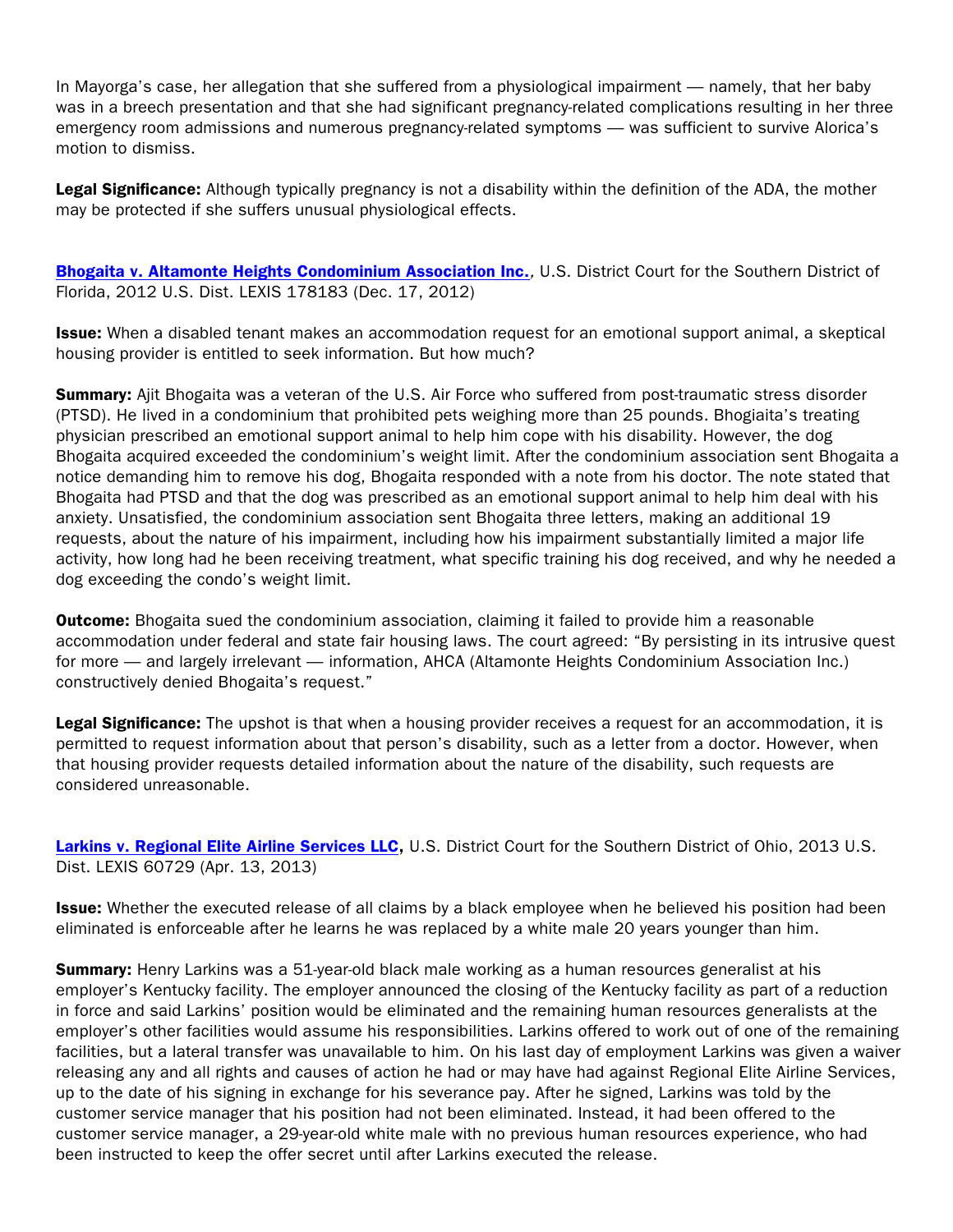In Mayorga's case, her allegation that she suffered from a physiological impairment — namely, that her baby was in a breech presentation and that she had significant pregnancy-related complications resulting in her three emergency room admissions and numerous pregnancy-related symptoms — was sufficient to survive Alorica's motion to dismiss.

**Legal Significance:** Although typically pregnancy is not a disability within the definition of the ADA, the mother may be protected if she suffers unusual physiological effects.

**Bhogaita v. Altamonte Heights Condominium Association Inc.**, U.S. District Court for the Southern District of Florida, 2012 U.S. Dist. LEXIS 178183 (Dec. 17, 2012)

**Issue:** When a disabled tenant makes an accommodation request for an emotional support animal, a skeptical housing provider is entitled to seek information. But how much?

**Summary:** Ajit Bhogaita was a veteran of the U.S. Air Force who suffered from post-traumatic stress disorder (PTSD). He lived in a condominium that prohibited pets weighing more than 25 pounds. Bhogaiita's treating physician prescribed an emotional support animal to help him cope with his disability. However, the dog Bhogaita acquired exceeded the condominium's weight limit. After the condominium association sent Bhogaita a notice demanding him to remove his dog, Bhogaita responded with a note from his doctor. The note stated that Bhogaita had PTSD and that the dog was prescribed as an emotional support animal to help him deal with his anxiety. Unsatisfied, the condominium association sent Bhogaita three letters, making an additional 19 requests, about the nature of his impairment, including how his impairment substantially limited a major life activity, how long had he been receiving treatment, what specific training his dog received, and why he needed a dog exceeding the condo's weight limit.

**Outcome:** Bhogaita sued the condominium association, claiming it failed to provide him a reasonable accommodation under federal and state fair housing laws. The court agreed: "By persisting in its intrusive quest for more — and largely irrelevant — information, AHCA (Altamonte Heights Condominium Association Inc.) constructively denied Bhogaita's request."

**Legal Significance:** The upshot is that when a housing provider receives a request for an accommodation, it is permitted to request information about that person's disability, such as a letter from a doctor. However, when that housing provider requests detailed information about the nature of the disability, such requests are considered unreasonable.

**Larkins v. Regional Elite Airline Services LLC,** U.S. District Court for the Southern District of Ohio, 2013 U.S. Dist. LEXIS 60729 (Apr. 13, 2013)

**Issue:** Whether the executed release of all claims by a black employee when he believed his position had been eliminated is enforceable after he learns he was replaced by a white male 20 years younger than him.

**Summary:** Henry Larkins was a 51-year-old black male working as a human resources generalist at his employer's Kentucky facility. The employer announced the closing of the Kentucky facility as part of a reduction in force and said Larkins' position would be eliminated and the remaining human resources generalists at the employer's other facilities would assume his responsibilities. Larkins offered to work out of one of the remaining facilities, but a lateral transfer was unavailable to him. On his last day of employment Larkins was given a waiver releasing any and all rights and causes of action he had or may have had against Regional Elite Airline Services, up to the date of his signing in exchange for his severance pay. After he signed, Larkins was told by the customer service manager that his position had not been eliminated. Instead, it had been offered to the customer service manager, a 29-year-old white male with no previous human resources experience, who had been instructed to keep the offer secret until after Larkins executed the release.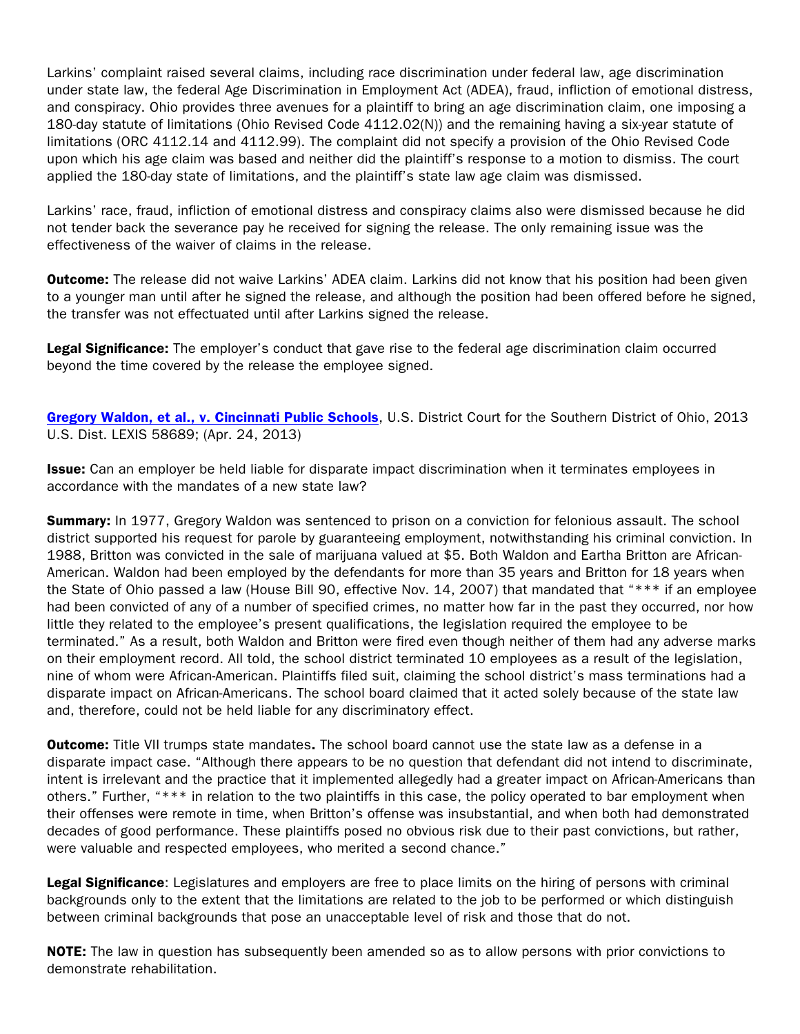Larkins' complaint raised several claims, including race discrimination under federal law, age discrimination under state law, the federal Age Discrimination in Employment Act (ADEA), fraud, infliction of emotional distress, and conspiracy. Ohio provides three avenues for a plaintiff to bring an age discrimination claim, one imposing a 180-day statute of limitations (Ohio Revised Code 4112.02(N)) and the remaining having a six-year statute of limitations (ORC 4112.14 and 4112.99). The complaint did not specify a provision of the Ohio Revised Code upon which his age claim was based and neither did the plaintiff's response to a motion to dismiss. The court applied the 180-day state of limitations, and the plaintiff's state law age claim was dismissed.

Larkins' race, fraud, infliction of emotional distress and conspiracy claims also were dismissed because he did not tender back the severance pay he received for signing the release. The only remaining issue was the effectiveness of the waiver of claims in the release.

**Outcome:** The release did not waive Larkins' ADEA claim. Larkins did not know that his position had been given to a younger man until after he signed the release, and although the position had been offered before he signed, the transfer was not effectuated until after Larkins signed the release.

**Legal Significance:** The employer's conduct that gave rise to the federal age discrimination claim occurred beyond the time covered by the release the employee signed.

**Gregory Waldon, et al., v. Cincinnati Public Schools**, U.S. District Court for the Southern District of Ohio, 2013 U.S. Dist. LEXIS 58689; (Apr. 24, 2013)

**Issue:** Can an employer be held liable for disparate impact discrimination when it terminates employees in accordance with the mandates of a new state law?

**Summary:** In 1977, Gregory Waldon was sentenced to prison on a conviction for felonious assault. The school district supported his request for parole by guaranteeing employment, notwithstanding his criminal conviction. In 1988, Britton was convicted in the sale of marijuana valued at $5. Both Waldon and Eartha Britton are African-American. Waldon had been employed by the defendants for more than 35 years and Britton for 18 years when the State of Ohio passed a law (House Bill 90, effective Nov. 14, 2007) that mandated that "*** if an employee had been convicted of any of a number of specified crimes, no matter how far in the past they occurred, nor how little they related to the employee's present qualifications, the legislation required the employee to be terminated." As a result, both Waldon and Britton were fired even though neither of them had any adverse marks on their employment record. All told, the school district terminated 10 employees as a result of the legislation, nine of whom were African-American. Plaintiffs filed suit, claiming the school district's mass terminations had a disparate impact on African-Americans. The school board claimed that it acted solely because of the state law and, therefore, could not be held liable for any discriminatory effect.

**Outcome:** Title VII trumps state mandates**.** The school board cannot use the state law as a defense in a disparate impact case. "Although there appears to be no question that defendant did not intend to discriminate, intent is irrelevant and the practice that it implemented allegedly had a greater impact on African-Americans than others." Further, "*** in relation to the two plaintiffs in this case, the policy operated to bar employment when their offenses were remote in time, when Britton's offense was insubstantial, and when both had demonstrated decades of good performance. These plaintiffs posed no obvious risk due to their past convictions, but rather, were valuable and respected employees, who merited a second chance."

**Legal Significance**: Legislatures and employers are free to place limits on the hiring of persons with criminal backgrounds only to the extent that the limitations are related to the job to be performed or which distinguish between criminal backgrounds that pose an unacceptable level of risk and those that do not.

**NOTE:** The law in question has subsequently been amended so as to allow persons with prior convictions to demonstrate rehabilitation.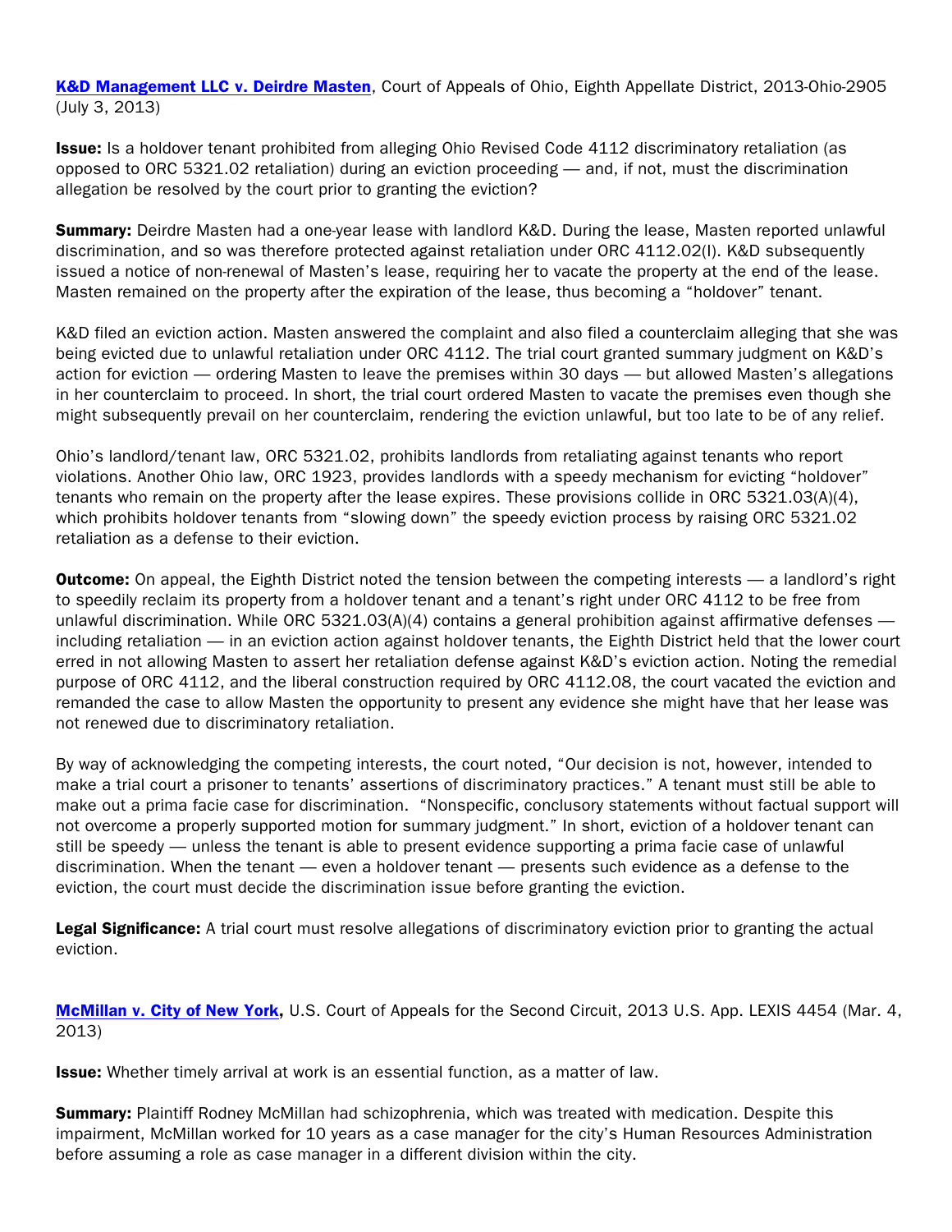**[K&D Management LLC v. Deirdre Masten](#)**, Court of Appeals of Ohio, Eighth Appellate District, 2013-Ohio-2905 (July 3, 2013)

**Issue:** Is a holdover tenant prohibited from alleging Ohio Revised Code 4112 discriminatory retaliation (as opposed to ORC 5321.02 retaliation) during an eviction proceeding — and, if not, must the discrimination allegation be resolved by the court prior to granting the eviction?

**Summary:** Deirdre Masten had a one-year lease with landlord K&D. During the lease, Masten reported unlawful discrimination, and so was therefore protected against retaliation under ORC 4112.02(I). K&D subsequently issued a notice of non-renewal of Masten's lease, requiring her to vacate the property at the end of the lease. Masten remained on the property after the expiration of the lease, thus becoming a "holdover" tenant.

K&D filed an eviction action. Masten answered the complaint and also filed a counterclaim alleging that she was being evicted due to unlawful retaliation under ORC 4112. The trial court granted summary judgment on K&D's action for eviction — ordering Masten to leave the premises within 30 days — but allowed Masten's allegations in her counterclaim to proceed. In short, the trial court ordered Masten to vacate the premises even though she might subsequently prevail on her counterclaim, rendering the eviction unlawful, but too late to be of any relief.

Ohio's landlord/tenant law, ORC 5321.02, prohibits landlords from retaliating against tenants who report violations. Another Ohio law, ORC 1923, provides landlords with a speedy mechanism for evicting "holdover" tenants who remain on the property after the lease expires. These provisions collide in ORC 5321.03(A)(4), which prohibits holdover tenants from "slowing down" the speedy eviction process by raising ORC 5321.02 retaliation as a defense to their eviction.

**Outcome:** On appeal, the Eighth District noted the tension between the competing interests — a landlord's right to speedily reclaim its property from a holdover tenant and a tenant's right under ORC 4112 to be free from unlawful discrimination. While ORC 5321.03(A)(4) contains a general prohibition against affirmative defenses — including retaliation — in an eviction action against holdover tenants, the Eighth District held that the lower court erred in not allowing Masten to assert her retaliation defense against K&D's eviction action. Noting the remedial purpose of ORC 4112, and the liberal construction required by ORC 4112.08, the court vacated the eviction and remanded the case to allow Masten the opportunity to present any evidence she might have that her lease was not renewed due to discriminatory retaliation.

By way of acknowledging the competing interests, the court noted, "Our decision is not, however, intended to make a trial court a prisoner to tenants' assertions of discriminatory practices." A tenant must still be able to make out a prima facie case for discrimination. "Nonspecific, conclusory statements without factual support will not overcome a properly supported motion for summary judgment." In short, eviction of a holdover tenant can still be speedy — unless the tenant is able to present evidence supporting a prima facie case of unlawful discrimination. When the tenant — even a holdover tenant — presents such evidence as a defense to the eviction, the court must decide the discrimination issue before granting the eviction.

**Legal Significance:** A trial court must resolve allegations of discriminatory eviction prior to granting the actual eviction.

**[McMillan v. City of New York](#),** U.S. Court of Appeals for the Second Circuit, 2013 U.S. App. LEXIS 4454 (Mar. 4, 2013)

**Issue:** Whether timely arrival at work is an essential function, as a matter of law.

**Summary:** Plaintiff Rodney McMillan had schizophrenia, which was treated with medication. Despite this impairment, McMillan worked for 10 years as a case manager for the city's Human Resources Administration before assuming a role as case manager in a different division within the city.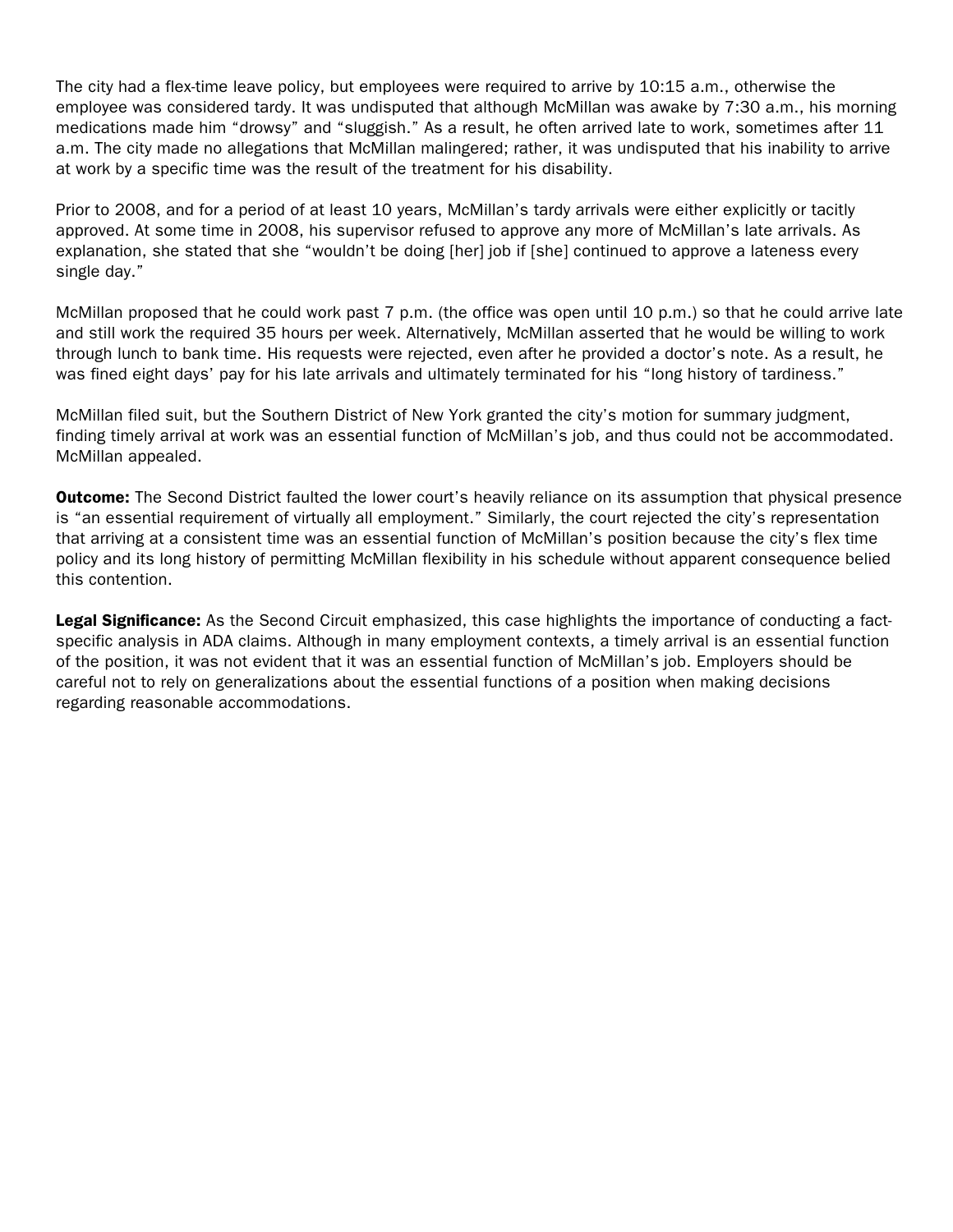The city had a flex-time leave policy, but employees were required to arrive by 10:15 a.m., otherwise the employee was considered tardy. It was undisputed that although McMillan was awake by 7:30 a.m., his morning medications made him "drowsy" and "sluggish." As a result, he often arrived late to work, sometimes after 11 a.m. The city made no allegations that McMillan malingered; rather, it was undisputed that his inability to arrive at work by a specific time was the result of the treatment for his disability.

Prior to 2008, and for a period of at least 10 years, McMillan's tardy arrivals were either explicitly or tacitly approved. At some time in 2008, his supervisor refused to approve any more of McMillan's late arrivals. As explanation, she stated that she "wouldn't be doing [her] job if [she] continued to approve a lateness every single day."

McMillan proposed that he could work past 7 p.m. (the office was open until 10 p.m.) so that he could arrive late and still work the required 35 hours per week. Alternatively, McMillan asserted that he would be willing to work through lunch to bank time. His requests were rejected, even after he provided a doctor's note. As a result, he was fined eight days' pay for his late arrivals and ultimately terminated for his "long history of tardiness."

McMillan filed suit, but the Southern District of New York granted the city's motion for summary judgment, finding timely arrival at work was an essential function of McMillan's job, and thus could not be accommodated. McMillan appealed.

**Outcome:** The Second District faulted the lower court's heavily reliance on its assumption that physical presence is "an essential requirement of virtually all employment." Similarly, the court rejected the city's representation that arriving at a consistent time was an essential function of McMillan's position because the city's flex time policy and its long history of permitting McMillan flexibility in his schedule without apparent consequence belied this contention.

**Legal Significance:** As the Second Circuit emphasized, this case highlights the importance of conducting a fact-specific analysis in ADA claims. Although in many employment contexts, a timely arrival is an essential function of the position, it was not evident that it was an essential function of McMillan's job. Employers should be careful not to rely on generalizations about the essential functions of a position when making decisions regarding reasonable accommodations.